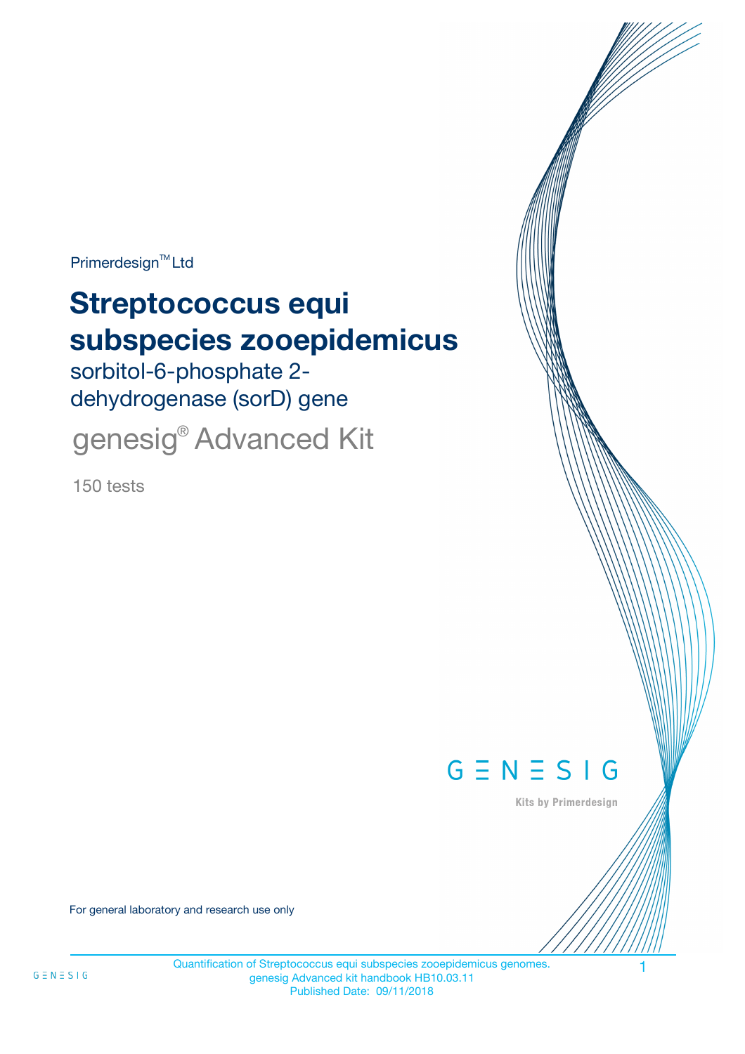Primerdesign™ Ltd

# Streptococcus equi subspecies zooepidemicus

sorbitol-6-phosphate 2-dehydrogenase (sorD) gene

genesig® Advanced Kit

150 tests

GENESIG

Kits by Primerdesign

For general laboratory and research use only

Quantification of Streptococcus equi subspecies zooepidemicus genomes.
genesig Advanced kit handbook HB10.03.11
Published Date: 09/11/2018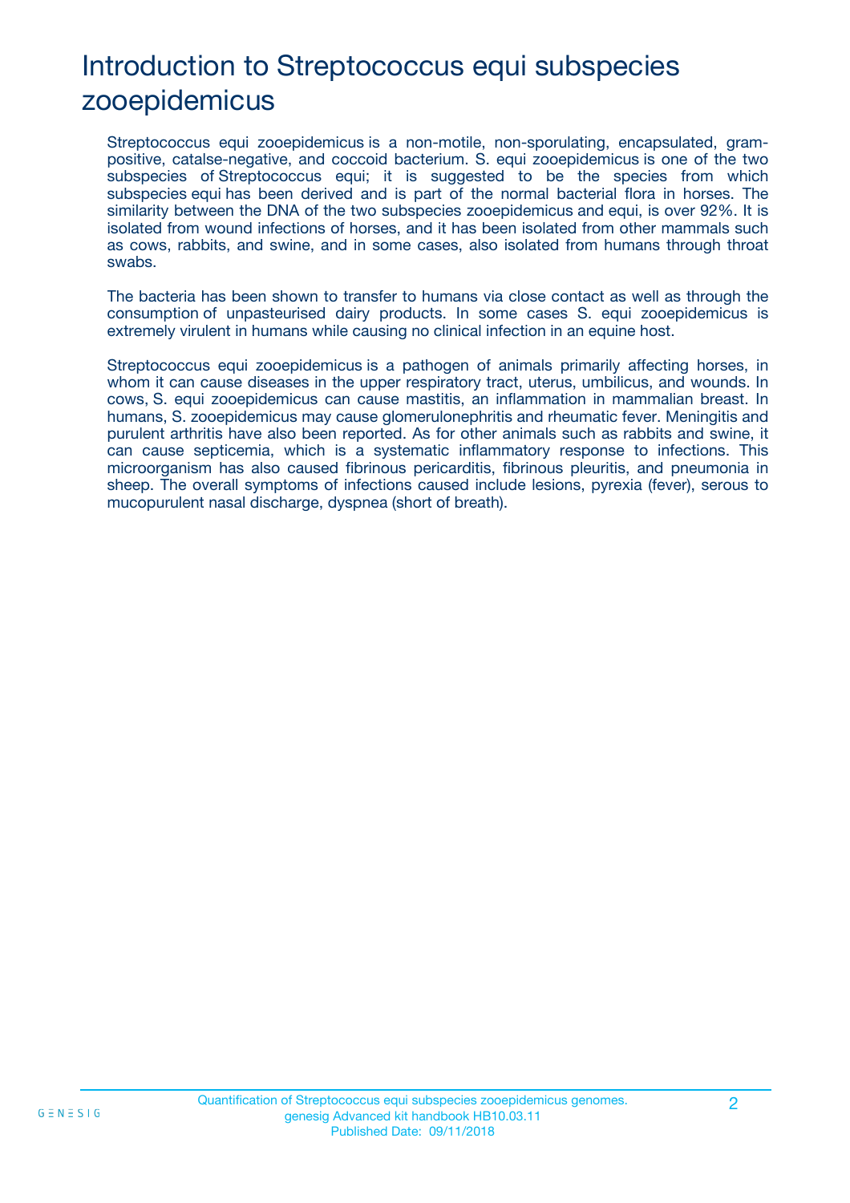# Introduction to Streptococcus equi subspecies zooepidemicus

Streptococcus equi zooepidemicus is a non-motile, non-sporulating, encapsulated, gram-positive, catalse-negative, and coccoid bacterium. S. equi zooepidemicus is one of the two subspecies of Streptococcus equi; it is suggested to be the species from which subspecies equi has been derived and is part of the normal bacterial flora in horses. The similarity between the DNA of the two subspecies zooepidemicus and equi, is over 92%. It is isolated from wound infections of horses, and it has been isolated from other mammals such as cows, rabbits, and swine, and in some cases, also isolated from humans through throat swabs.

The bacteria has been shown to transfer to humans via close contact as well as through the consumption of unpasteurised dairy products. In some cases S. equi zooepidemicus is extremely virulent in humans while causing no clinical infection in an equine host.

Streptococcus equi zooepidemicus is a pathogen of animals primarily affecting horses, in whom it can cause diseases in the upper respiratory tract, uterus, umbilicus, and wounds. In cows, S. equi zooepidemicus can cause mastitis, an inflammation in mammalian breast. In humans, S. zooepidemicus may cause glomerulonephritis and rheumatic fever. Meningitis and purulent arthritis have also been reported. As for other animals such as rabbits and swine, it can cause septicemia, which is a systematic inflammatory response to infections. This microorganism has also caused fibrinous pericarditis, fibrinous pleuritis, and pneumonia in sheep. The overall symptoms of infections caused include lesions, pyrexia (fever), serous to mucopurulent nasal discharge, dyspnea (short of breath).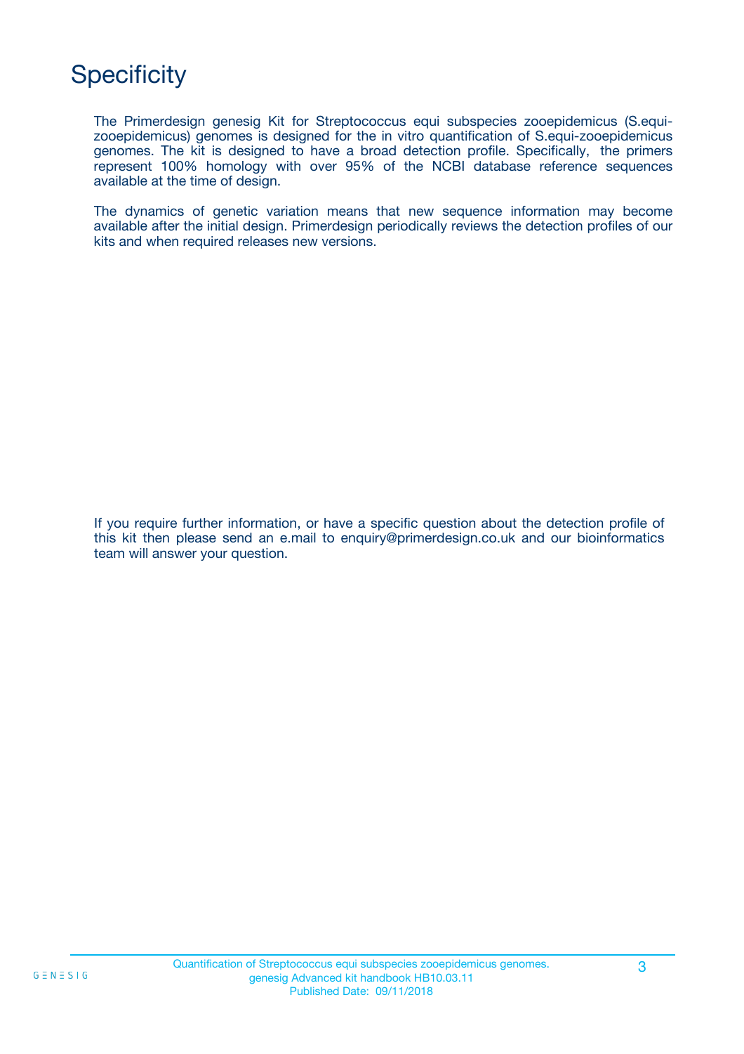# Specificity

The Primerdesign genesig Kit for Streptococcus equi subspecies zooepidemicus (S.equi-zooepidemicus) genomes is designed for the in vitro quantification of S.equi-zooepidemicus genomes. The kit is designed to have a broad detection profile. Specifically, the primers represent 100% homology with over 95% of the NCBI database reference sequences available at the time of design.

The dynamics of genetic variation means that new sequence information may become available after the initial design. Primerdesign periodically reviews the detection profiles of our kits and when required releases new versions.

If you require further information, or have a specific question about the detection profile of this kit then please send an e.mail to enquiry@primerdesign.co.uk and our bioinformatics team will answer your question.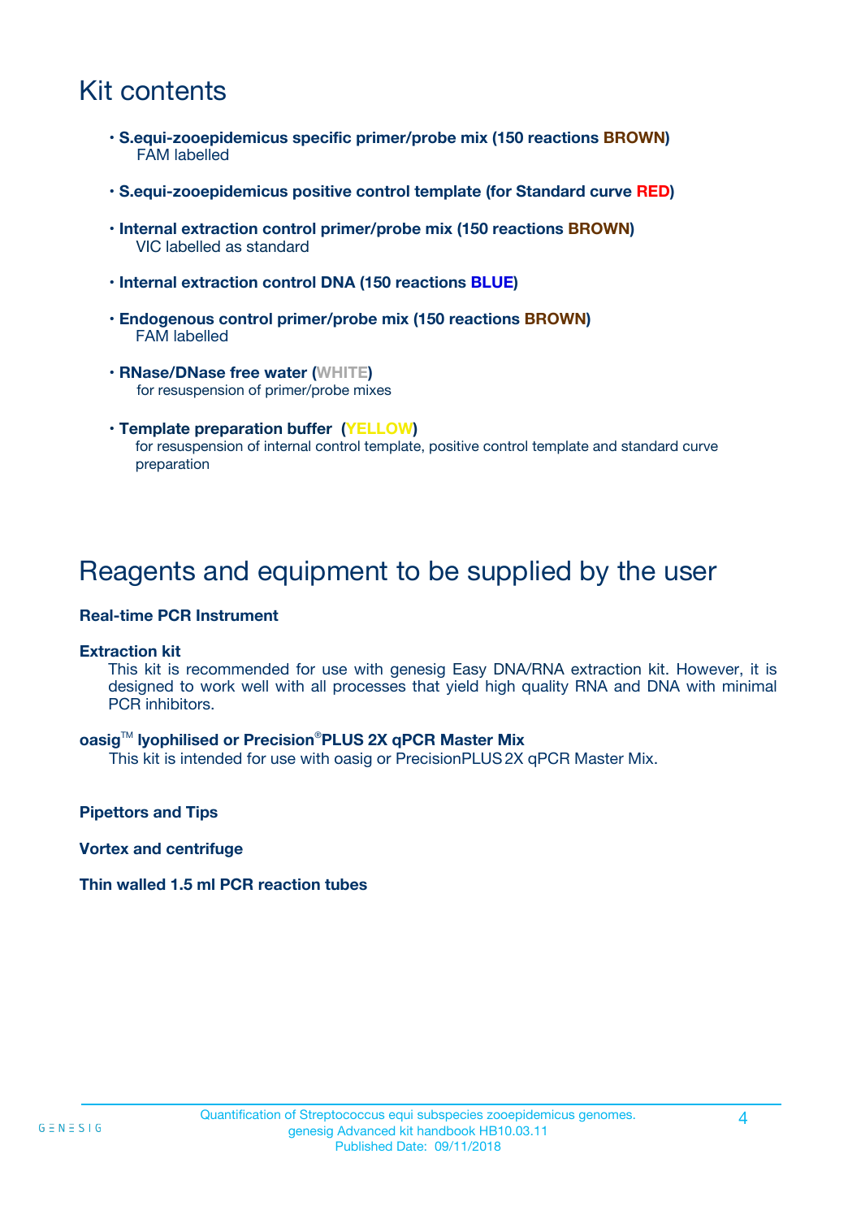# Kit contents

- **S.equi-zooepidemicus specific primer/probe mix (150 reactions BROWN)**
  FAM labelled
- **S.equi-zooepidemicus positive control template (for Standard curve RED)**
- **Internal extraction control primer/probe mix (150 reactions BROWN)**
  VIC labelled as standard
- **Internal extraction control DNA (150 reactions BLUE)**
- **Endogenous control primer/probe mix (150 reactions BROWN)**
  FAM labelled
- **RNase/DNase free water (WHITE)**
  for resuspension of primer/probe mixes
- **Template preparation buffer (YELLOW)**
  for resuspension of internal control template, positive control template and standard curve preparation

# Reagents and equipment to be supplied by the user

**Real-time PCR Instrument**

**Extraction kit**
This kit is recommended for use with genesig Easy DNA/RNA extraction kit. However, it is designed to work well with all processes that yield high quality RNA and DNA with minimal PCR inhibitors.

**oasig™ lyophilised or Precision®PLUS 2X qPCR Master Mix**
This kit is intended for use with oasig or PrecisionPLUS 2X qPCR Master Mix.

**Pipettors and Tips**

**Vortex and centrifuge**

**Thin walled 1.5 ml PCR reaction tubes**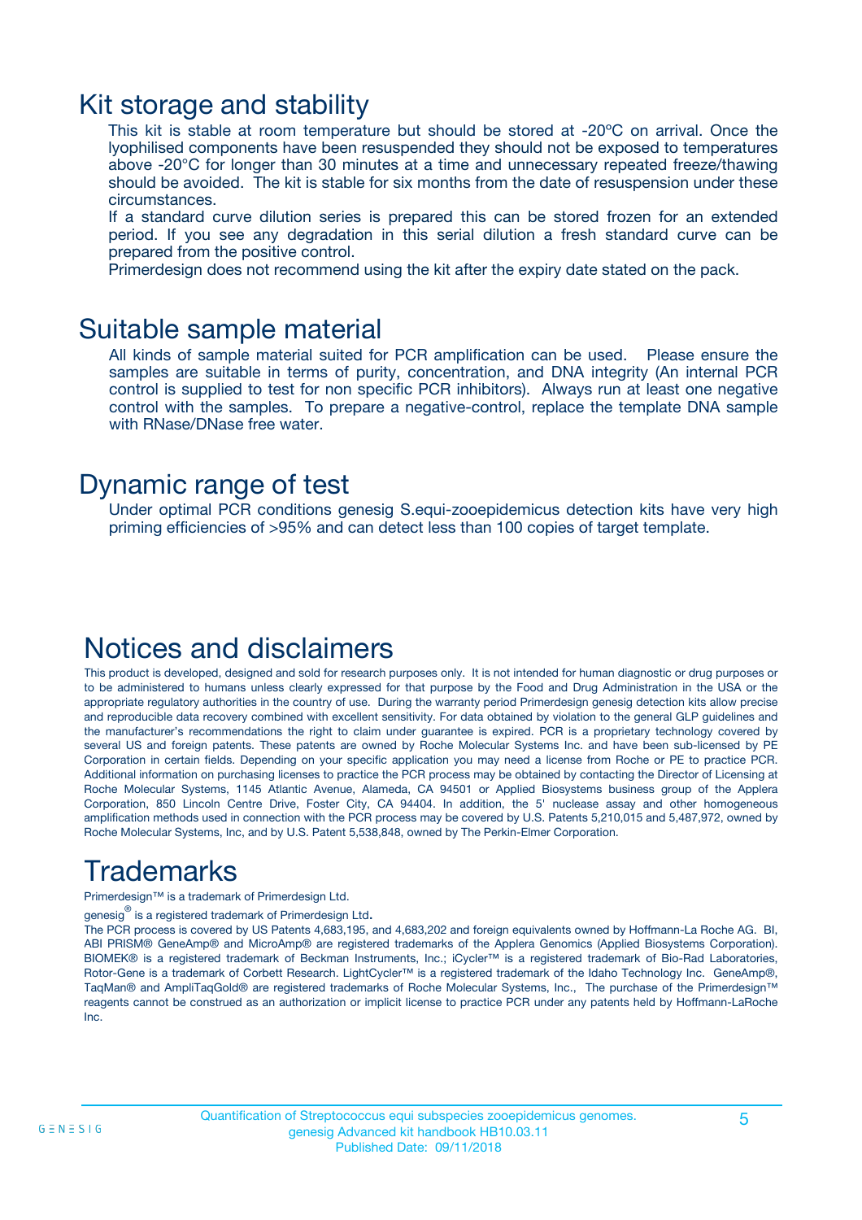## Kit storage and stability

This kit is stable at room temperature but should be stored at -20ºC on arrival. Once the lyophilised components have been resuspended they should not be exposed to temperatures above -20°C for longer than 30 minutes at a time and unnecessary repeated freeze/thawing should be avoided. The kit is stable for six months from the date of resuspension under these circumstances.

If a standard curve dilution series is prepared this can be stored frozen for an extended period. If you see any degradation in this serial dilution a fresh standard curve can be prepared from the positive control.

Primerdesign does not recommend using the kit after the expiry date stated on the pack.

## Suitable sample material

All kinds of sample material suited for PCR amplification can be used. Please ensure the samples are suitable in terms of purity, concentration, and DNA integrity (An internal PCR control is supplied to test for non specific PCR inhibitors). Always run at least one negative control with the samples. To prepare a negative-control, replace the template DNA sample with RNase/DNase free water.

## Dynamic range of test

Under optimal PCR conditions genesig S.equi-zooepidemicus detection kits have very high priming efficiencies of >95% and can detect less than 100 copies of target template.

## Notices and disclaimers

This product is developed, designed and sold for research purposes only. It is not intended for human diagnostic or drug purposes or to be administered to humans unless clearly expressed for that purpose by the Food and Drug Administration in the USA or the appropriate regulatory authorities in the country of use. During the warranty period Primerdesign genesig detection kits allow precise and reproducible data recovery combined with excellent sensitivity. For data obtained by violation to the general GLP guidelines and the manufacturer's recommendations the right to claim under guarantee is expired. PCR is a proprietary technology covered by several US and foreign patents. These patents are owned by Roche Molecular Systems Inc. and have been sub-licensed by PE Corporation in certain fields. Depending on your specific application you may need a license from Roche or PE to practice PCR. Additional information on purchasing licenses to practice the PCR process may be obtained by contacting the Director of Licensing at Roche Molecular Systems, 1145 Atlantic Avenue, Alameda, CA 94501 or Applied Biosystems business group of the Applera Corporation, 850 Lincoln Centre Drive, Foster City, CA 94404. In addition, the 5' nuclease assay and other homogeneous amplification methods used in connection with the PCR process may be covered by U.S. Patents 5,210,015 and 5,487,972, owned by Roche Molecular Systems, Inc, and by U.S. Patent 5,538,848, owned by The Perkin-Elmer Corporation.

## Trademarks

Primerdesign™ is a trademark of Primerdesign Ltd.

genesig® is a registered trademark of Primerdesign Ltd.

The PCR process is covered by US Patents 4,683,195, and 4,683,202 and foreign equivalents owned by Hoffmann-La Roche AG. BI, ABI PRISM® GeneAmp® and MicroAmp® are registered trademarks of the Applera Genomics (Applied Biosystems Corporation). BIOMEK® is a registered trademark of Beckman Instruments, Inc.; iCycler™ is a registered trademark of Bio-Rad Laboratories, Rotor-Gene is a trademark of Corbett Research. LightCycler™ is a registered trademark of the Idaho Technology Inc. GeneAmp®, TaqMan® and AmpliTaqGold® are registered trademarks of Roche Molecular Systems, Inc., The purchase of the Primerdesign™ reagents cannot be construed as an authorization or implicit license to practice PCR under any patents held by Hoffmann-LaRoche Inc.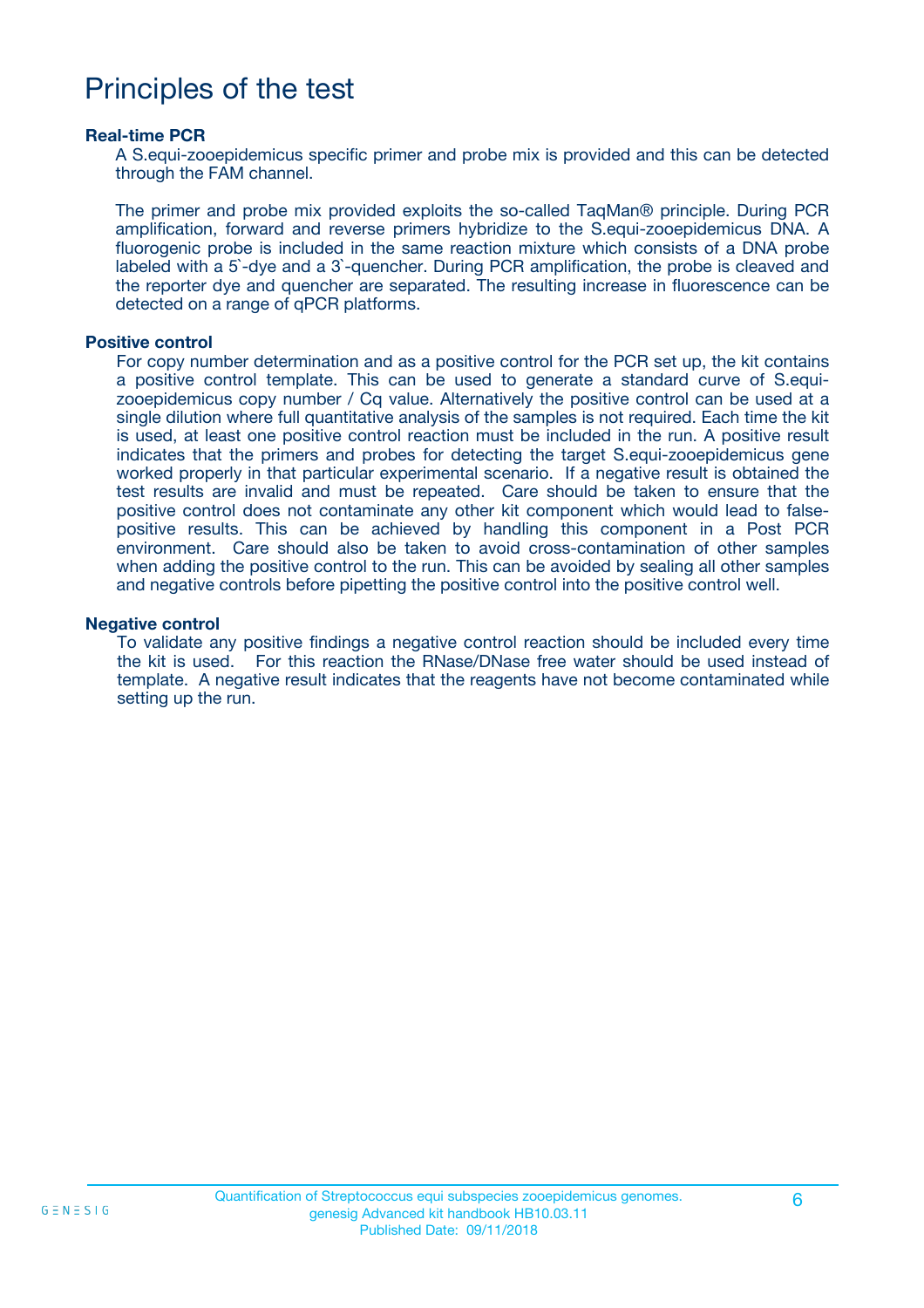# Principles of the test

**Real-time PCR**

A S.equi-zooepidemicus specific primer and probe mix is provided and this can be detected through the FAM channel.

The primer and probe mix provided exploits the so-called TaqMan® principle. During PCR amplification, forward and reverse primers hybridize to the S.equi-zooepidemicus DNA. A fluorogenic probe is included in the same reaction mixture which consists of a DNA probe labeled with a 5`-dye and a 3`-quencher. During PCR amplification, the probe is cleaved and the reporter dye and quencher are separated. The resulting increase in fluorescence can be detected on a range of qPCR platforms.

**Positive control**

For copy number determination and as a positive control for the PCR set up, the kit contains a positive control template. This can be used to generate a standard curve of S.equi-zooepidemicus copy number / Cq value. Alternatively the positive control can be used at a single dilution where full quantitative analysis of the samples is not required. Each time the kit is used, at least one positive control reaction must be included in the run. A positive result indicates that the primers and probes for detecting the target S.equi-zooepidemicus gene worked properly in that particular experimental scenario. If a negative result is obtained the test results are invalid and must be repeated. Care should be taken to ensure that the positive control does not contaminate any other kit component which would lead to false-positive results. This can be achieved by handling this component in a Post PCR environment. Care should also be taken to avoid cross-contamination of other samples when adding the positive control to the run. This can be avoided by sealing all other samples and negative controls before pipetting the positive control into the positive control well.

**Negative control**

To validate any positive findings a negative control reaction should be included every time the kit is used. For this reaction the RNase/DNase free water should be used instead of template. A negative result indicates that the reagents have not become contaminated while setting up the run.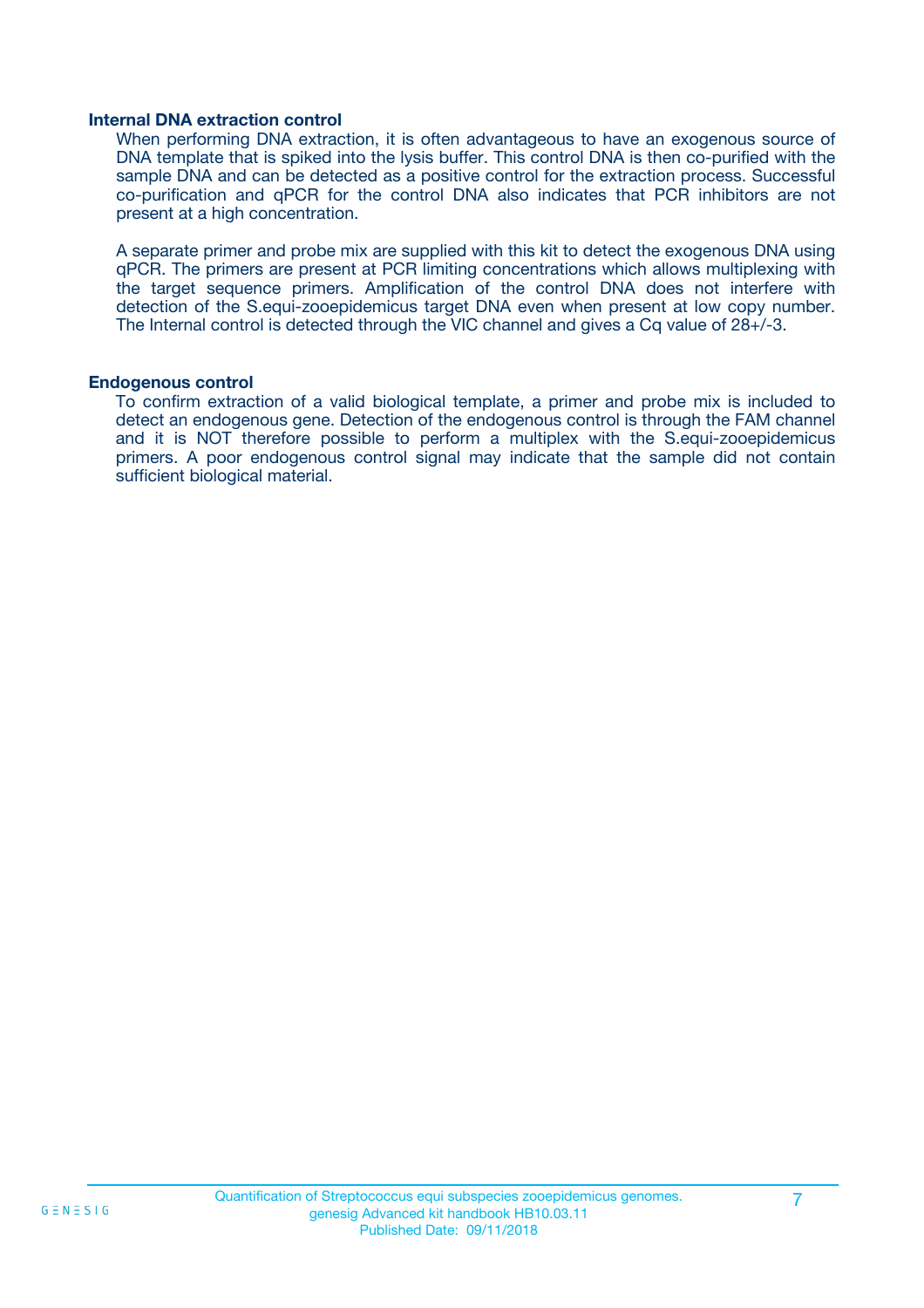### Internal DNA extraction control

When performing DNA extraction, it is often advantageous to have an exogenous source of DNA template that is spiked into the lysis buffer. This control DNA is then co-purified with the sample DNA and can be detected as a positive control for the extraction process. Successful co-purification and qPCR for the control DNA also indicates that PCR inhibitors are not present at a high concentration.

A separate primer and probe mix are supplied with this kit to detect the exogenous DNA using qPCR. The primers are present at PCR limiting concentrations which allows multiplexing with the target sequence primers. Amplification of the control DNA does not interfere with detection of the S.equi-zooepidemicus target DNA even when present at low copy number. The Internal control is detected through the VIC channel and gives a Cq value of 28+/-3.

### Endogenous control

To confirm extraction of a valid biological template, a primer and probe mix is included to detect an endogenous gene. Detection of the endogenous control is through the FAM channel and it is NOT therefore possible to perform a multiplex with the S.equi-zooepidemicus primers. A poor endogenous control signal may indicate that the sample did not contain sufficient biological material.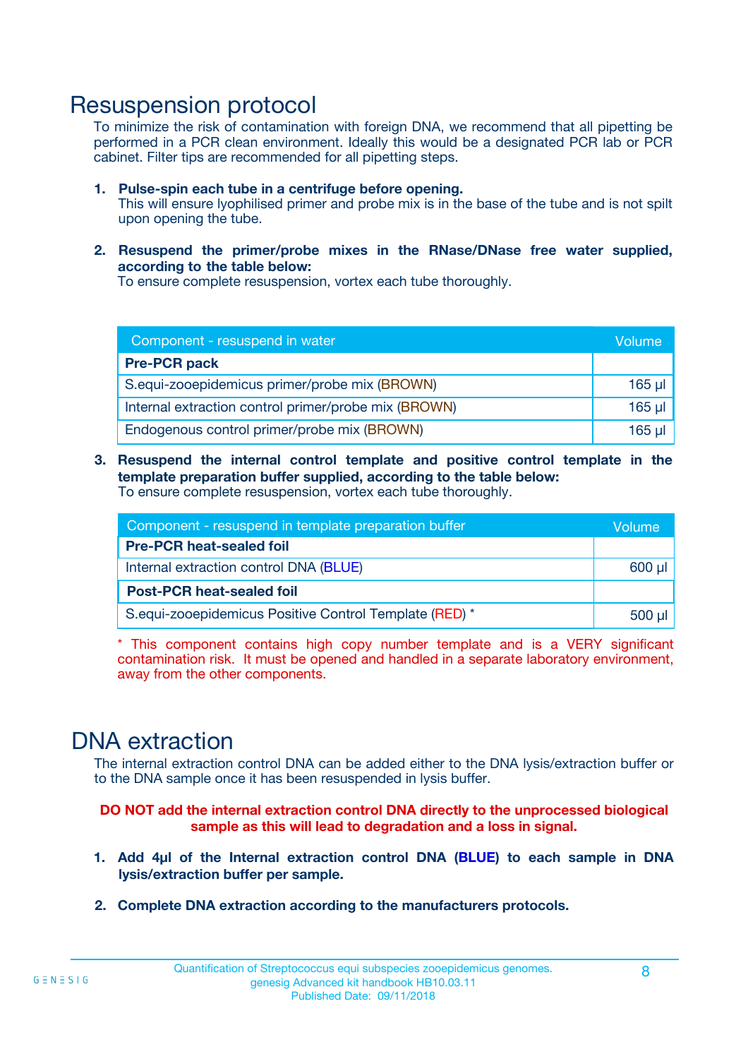# Resuspension protocol

To minimize the risk of contamination with foreign DNA, we recommend that all pipetting be performed in a PCR clean environment. Ideally this would be a designated PCR lab or PCR cabinet. Filter tips are recommended for all pipetting steps.

1. **Pulse-spin each tube in a centrifuge before opening.**
   This will ensure lyophilised primer and probe mix is in the base of the tube and is not spilt upon opening the tube.

2. **Resuspend the primer/probe mixes in the RNase/DNase free water supplied, according to the table below:**
   To ensure complete resuspension, vortex each tube thoroughly.

| Component - resuspend in water | Volume |
|---|---|
| **Pre-PCR pack** | |
| S.equi-zooepidemicus primer/probe mix (BROWN) | 165 µl |
| Internal extraction control primer/probe mix (BROWN) | 165 µl |
| Endogenous control primer/probe mix (BROWN) | 165 µl |

3. **Resuspend the internal control template and positive control template in the template preparation buffer supplied, according to the table below:**
   To ensure complete resuspension, vortex each tube thoroughly.

| Component - resuspend in template preparation buffer | Volume |
|---|---|
| **Pre-PCR heat-sealed foil** | |
| Internal extraction control DNA (BLUE) | 600 µl |
| **Post-PCR heat-sealed foil** | |
| S.equi-zooepidemicus Positive Control Template (RED) * | 500 µl |

* This component contains high copy number template and is a VERY significant contamination risk. It must be opened and handled in a separate laboratory environment, away from the other components.

# DNA extraction

The internal extraction control DNA can be added either to the DNA lysis/extraction buffer or to the DNA sample once it has been resuspended in lysis buffer.

**DO NOT add the internal extraction control DNA directly to the unprocessed biological sample as this will lead to degradation and a loss in signal.**

1. **Add 4µl of the Internal extraction control DNA (BLUE) to each sample in DNA lysis/extraction buffer per sample.**

2. **Complete DNA extraction according to the manufacturers protocols.**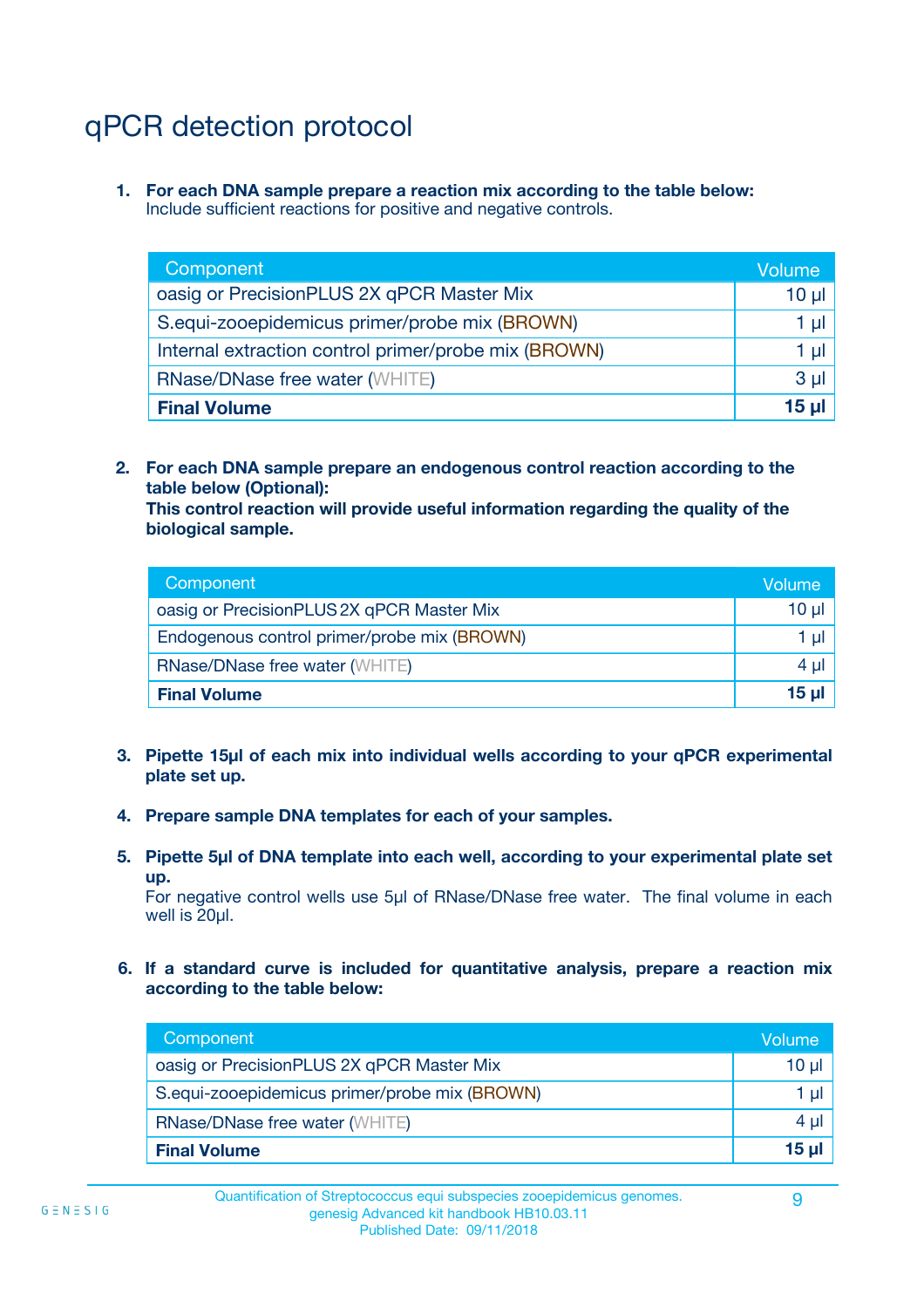# qPCR detection protocol

1. **For each DNA sample prepare a reaction mix according to the table below:**
   Include sufficient reactions for positive and negative controls.

| Component | Volume |
|---|---|
| oasig or PrecisionPLUS 2X qPCR Master Mix | 10 µl |
| S.equi-zooepidemicus primer/probe mix (BROWN) | 1 µl |
| Internal extraction control primer/probe mix (BROWN) | 1 µl |
| RNase/DNase free water (WHITE) | 3 µl |
| **Final Volume** | **15 µl** |

2. **For each DNA sample prepare an endogenous control reaction according to the table below (Optional):**
   **This control reaction will provide useful information regarding the quality of the biological sample.**

| Component | Volume |
|---|---|
| oasig or PrecisionPLUS 2X qPCR Master Mix | 10 µl |
| Endogenous control primer/probe mix (BROWN) | 1 µl |
| RNase/DNase free water (WHITE) | 4 µl |
| **Final Volume** | **15 µl** |

3. **Pipette 15µl of each mix into individual wells according to your qPCR experimental plate set up.**

4. **Prepare sample DNA templates for each of your samples.**

5. **Pipette 5µl of DNA template into each well, according to your experimental plate set up.**
   For negative control wells use 5µl of RNase/DNase free water. The final volume in each well is 20µl.

6. **If a standard curve is included for quantitative analysis, prepare a reaction mix according to the table below:**

| Component | Volume |
|---|---|
| oasig or PrecisionPLUS 2X qPCR Master Mix | 10 µl |
| S.equi-zooepidemicus primer/probe mix (BROWN) | 1 µl |
| RNase/DNase free water (WHITE) | 4 µl |
| **Final Volume** | **15 µl** |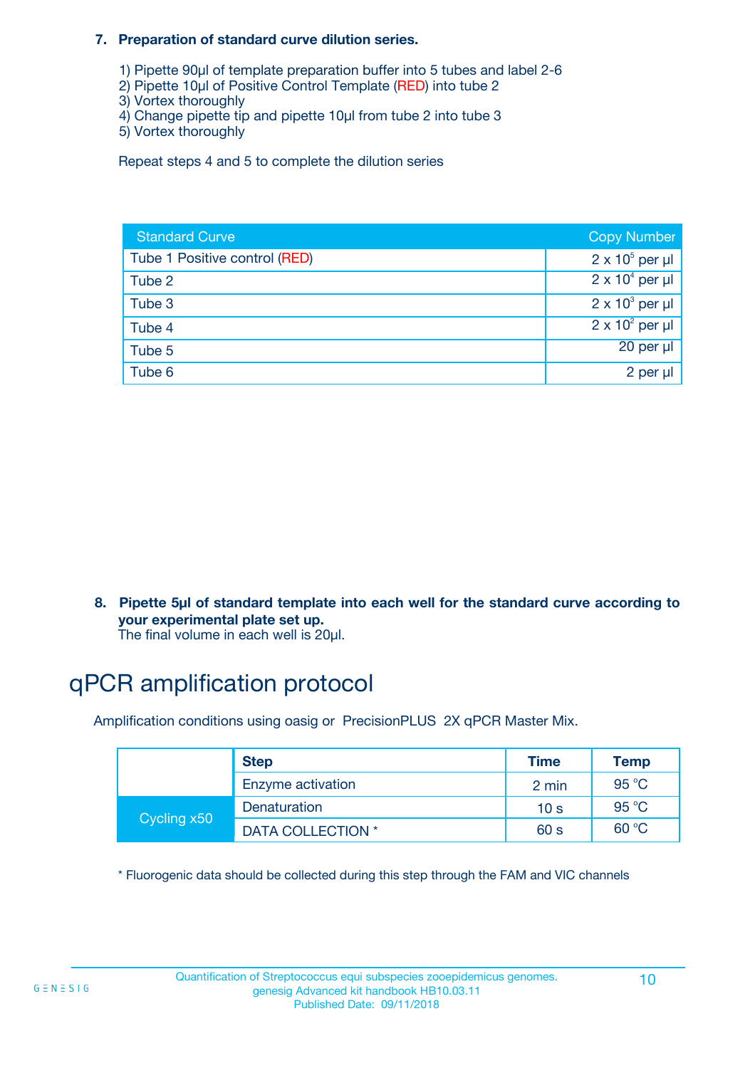**7. Preparation of standard curve dilution series.**

1) Pipette 90µl of template preparation buffer into 5 tubes and label 2-6
2) Pipette 10µl of Positive Control Template (RED) into tube 2
3) Vortex thoroughly
4) Change pipette tip and pipette 10µl from tube 2 into tube 3
5) Vortex thoroughly

Repeat steps 4 and 5 to complete the dilution series

| Standard Curve | Copy Number |
| --- | --- |
| Tube 1 Positive control (RED) | $2 \times 10^5$ per µl |
| Tube 2 | $2 \times 10^4$ per µl |
| Tube 3 | $2 \times 10^3$ per µl |
| Tube 4 | $2 \times 10^2$ per µl |
| Tube 5 | 20 per µl |
| Tube 6 | 2 per µl |

**8. Pipette 5µl of standard template into each well for the standard curve according to your experimental plate set up.**
The final volume in each well is 20µl.

# qPCR amplification protocol

Amplification conditions using oasig or PrecisionPLUS 2X qPCR Master Mix.

| | Step | Time | Temp |
| --- | --- | --- | --- |
| | Enzyme activation | 2 min | 95 °C |
| Cycling x50 | Denaturation | 10 s | 95 °C |
| | DATA COLLECTION * | 60 s | 60 °C |

* Fluorogenic data should be collected during this step through the FAM and VIC channels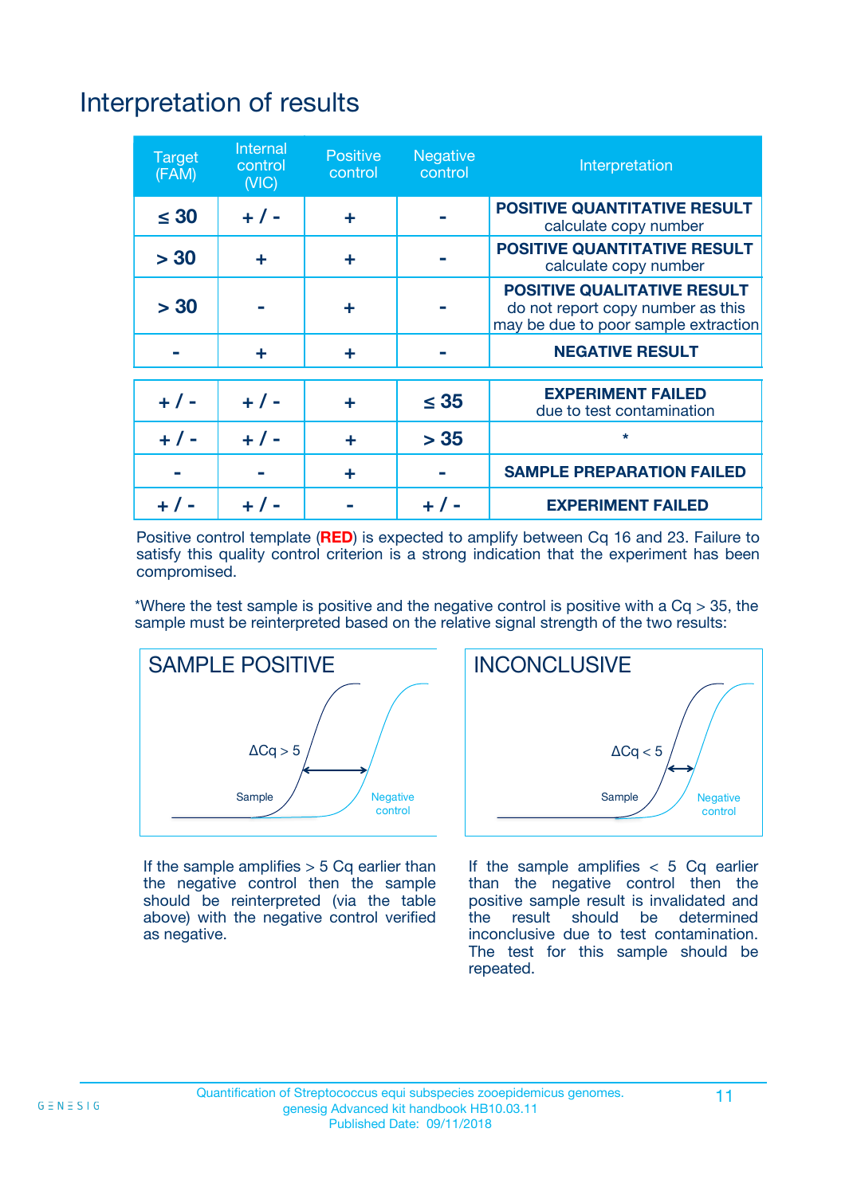# Interpretation of results

| Target (FAM) | Internal control (VIC) | Positive control | Negative control | Interpretation |
|---|---|---|---|---|
| ≤ 30 | + / - | + | - | **POSITIVE QUANTITATIVE RESULT** calculate copy number |
| > 30 | + | + | - | **POSITIVE QUANTITATIVE RESULT** calculate copy number |
| > 30 | - | + | - | **POSITIVE QUALITATIVE RESULT** do not report copy number as this may be due to poor sample extraction |
| - | + | + | - | **NEGATIVE RESULT** |
| + / - | + / - | + | ≤ 35 | **EXPERIMENT FAILED** due to test contamination |
| + / - | + / - | + | > 35 | * |
| - | - | + | - | **SAMPLE PREPARATION FAILED** |
| + / - | + / - | - | + / - | **EXPERIMENT FAILED** |

Positive control template (**RED**) is expected to amplify between Cq 16 and 23. Failure to satisfy this quality control criterion is a strong indication that the experiment has been compromised.

*Where the test sample is positive and the negative control is positive with a Cq > 35, the sample must be reinterpreted based on the relative signal strength of the two results:

**SAMPLE POSITIVE**

ΔCq > 5

Sample — Negative control

If the sample amplifies > 5 Cq earlier than the negative control then the sample should be reinterpreted (via the table above) with the negative control verified as negative.

**INCONCLUSIVE**

ΔCq < 5

Sample — Negative control

If the sample amplifies < 5 Cq earlier than the negative control then the positive sample result is invalidated and the result should be determined inconclusive due to test contamination. The test for this sample should be repeated.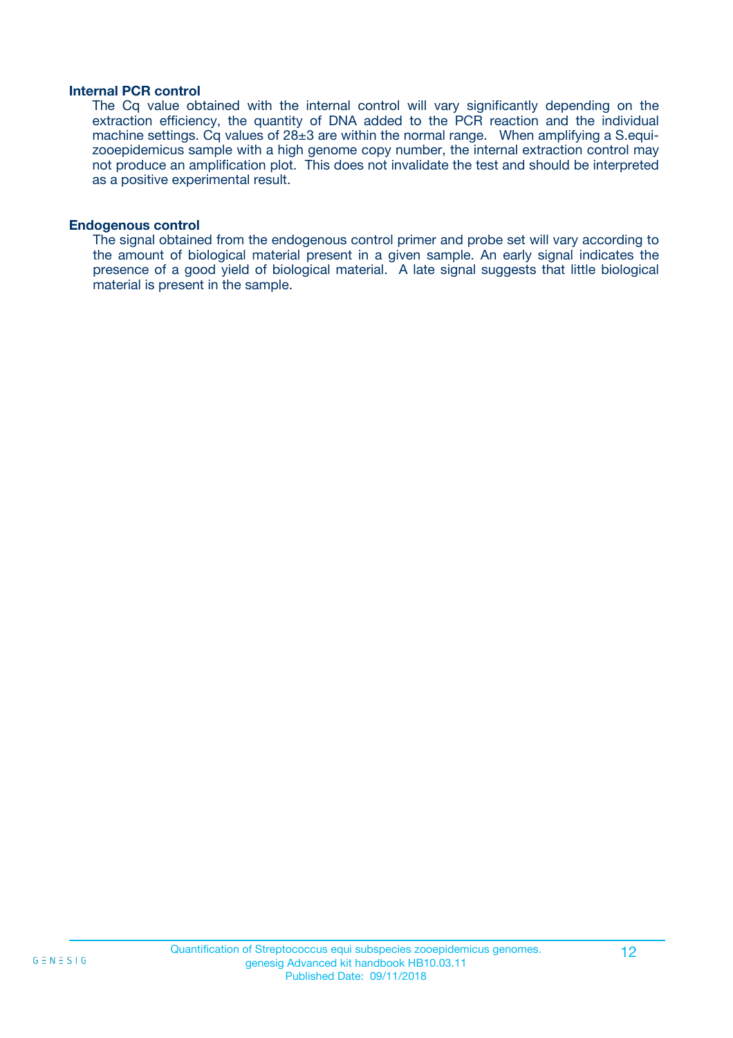### Internal PCR control

The Cq value obtained with the internal control will vary significantly depending on the extraction efficiency, the quantity of DNA added to the PCR reaction and the individual machine settings. Cq values of 28±3 are within the normal range. When amplifying a S.equi-zooepidemicus sample with a high genome copy number, the internal extraction control may not produce an amplification plot. This does not invalidate the test and should be interpreted as a positive experimental result.

### Endogenous control

The signal obtained from the endogenous control primer and probe set will vary according to the amount of biological material present in a given sample. An early signal indicates the presence of a good yield of biological material. A late signal suggests that little biological material is present in the sample.